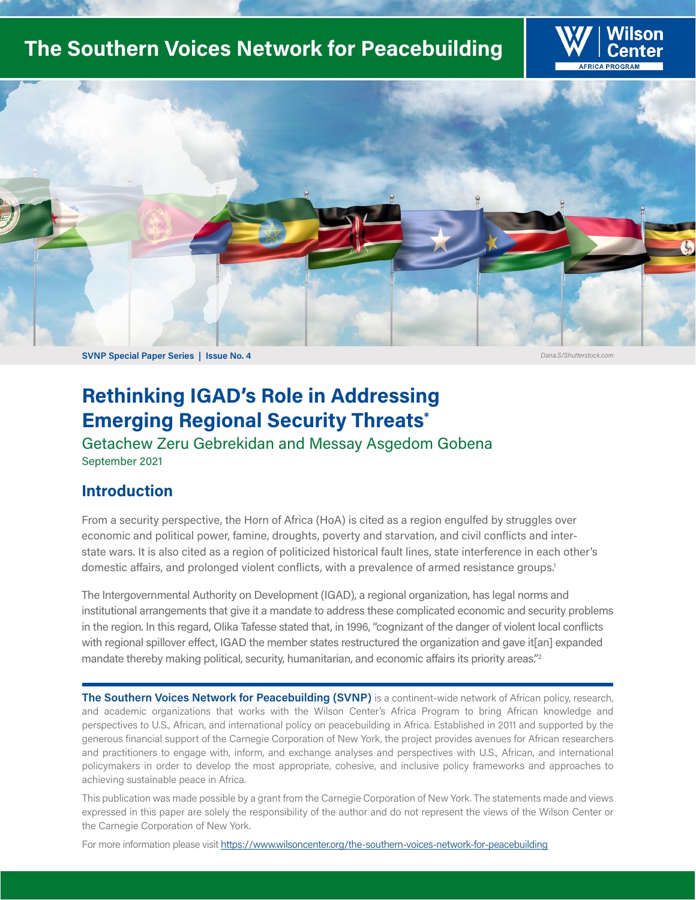# The Southern Voices Network for Peacebuilding

Wilson Center AFRICA PROGRAM

SVNP Special Paper Series | Issue No. 4

*Dana.S/Shutterstock.com*

# Rethinking IGAD's Role in Addressing Emerging Regional Security Threats*

Getachew Zeru Gebrekidan and Messay Asgedom Gobena

September 2021

## Introduction

From a security perspective, the Horn of Africa (HoA) is cited as a region engulfed by struggles over economic and political power, famine, droughts, poverty and starvation, and civil conflicts and inter-state wars. It is also cited as a region of politicized historical fault lines, state interference in each other's domestic affairs, and prolonged violent conflicts, with a prevalence of armed resistance groups.[1]

The Intergovernmental Authority on Development (IGAD), a regional organization, has legal norms and institutional arrangements that give it a mandate to address these complicated economic and security problems in the region. In this regard, Olika Tafesse stated that, in 1996, "cognizant of the danger of violent local conflicts with regional spillover effect, IGAD the member states restructured the organization and gave it[an] expanded mandate thereby making political, security, humanitarian, and economic affairs its priority areas."[2]

---

**The Southern Voices Network for Peacebuilding (SVNP)** is a continent-wide network of African policy, research, and academic organizations that works with the Wilson Center's Africa Program to bring African knowledge and perspectives to U.S., African, and international policy on peacebuilding in Africa. Established in 2011 and supported by the generous financial support of the Carnegie Corporation of New York, the project provides avenues for African researchers and practitioners to engage with, inform, and exchange analyses and perspectives with U.S., African, and international policymakers in order to develop the most appropriate, cohesive, and inclusive policy frameworks and approaches to achieving sustainable peace in Africa.

This publication was made possible by a grant from the Carnegie Corporation of New York. The statements made and views expressed in this paper are solely the responsibility of the author and do not represent the views of the Wilson Center or the Carnegie Corporation of New York.

For more information please visit https://www.wilsoncenter.org/the-southern-voices-network-for-peacebuilding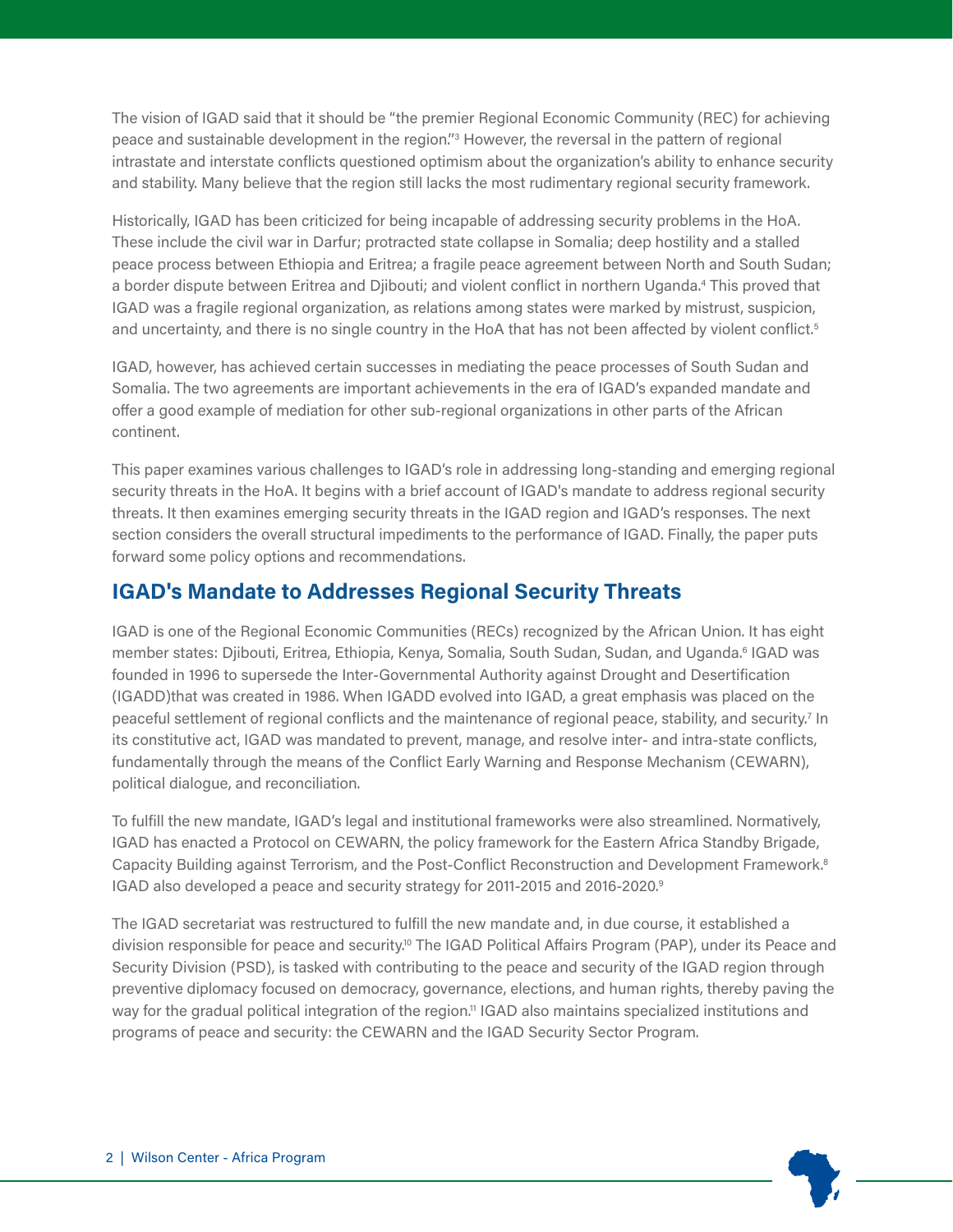The vision of IGAD said that it should be "the premier Regional Economic Community (REC) for achieving peace and sustainable development in the region."[3] However, the reversal in the pattern of regional intrastate and interstate conflicts questioned optimism about the organization's ability to enhance security and stability. Many believe that the region still lacks the most rudimentary regional security framework.

Historically, IGAD has been criticized for being incapable of addressing security problems in the HoA. These include the civil war in Darfur; protracted state collapse in Somalia; deep hostility and a stalled peace process between Ethiopia and Eritrea; a fragile peace agreement between North and South Sudan; a border dispute between Eritrea and Djibouti; and violent conflict in northern Uganda.[4] This proved that IGAD was a fragile regional organization, as relations among states were marked by mistrust, suspicion, and uncertainty, and there is no single country in the HoA that has not been affected by violent conflict.[5]

IGAD, however, has achieved certain successes in mediating the peace processes of South Sudan and Somalia. The two agreements are important achievements in the era of IGAD's expanded mandate and offer a good example of mediation for other sub-regional organizations in other parts of the African continent.

This paper examines various challenges to IGAD's role in addressing long-standing and emerging regional security threats in the HoA. It begins with a brief account of IGAD's mandate to address regional security threats. It then examines emerging security threats in the IGAD region and IGAD's responses. The next section considers the overall structural impediments to the performance of IGAD. Finally, the paper puts forward some policy options and recommendations.

## IGAD's Mandate to Addresses Regional Security Threats

IGAD is one of the Regional Economic Communities (RECs) recognized by the African Union. It has eight member states: Djibouti, Eritrea, Ethiopia, Kenya, Somalia, South Sudan, Sudan, and Uganda.[6] IGAD was founded in 1996 to supersede the Inter-Governmental Authority against Drought and Desertification (IGADD)that was created in 1986. When IGADD evolved into IGAD, a great emphasis was placed on the peaceful settlement of regional conflicts and the maintenance of regional peace, stability, and security.[7] In its constitutive act, IGAD was mandated to prevent, manage, and resolve inter- and intra-state conflicts, fundamentally through the means of the Conflict Early Warning and Response Mechanism (CEWARN), political dialogue, and reconciliation.

To fulfill the new mandate, IGAD's legal and institutional frameworks were also streamlined. Normatively, IGAD has enacted a Protocol on CEWARN, the policy framework for the Eastern Africa Standby Brigade, Capacity Building against Terrorism, and the Post-Conflict Reconstruction and Development Framework.[8] IGAD also developed a peace and security strategy for 2011-2015 and 2016-2020.[9]

The IGAD secretariat was restructured to fulfill the new mandate and, in due course, it established a division responsible for peace and security.[10] The IGAD Political Affairs Program (PAP), under its Peace and Security Division (PSD), is tasked with contributing to the peace and security of the IGAD region through preventive diplomacy focused on democracy, governance, elections, and human rights, thereby paving the way for the gradual political integration of the region.[11] IGAD also maintains specialized institutions and programs of peace and security: the CEWARN and the IGAD Security Sector Program.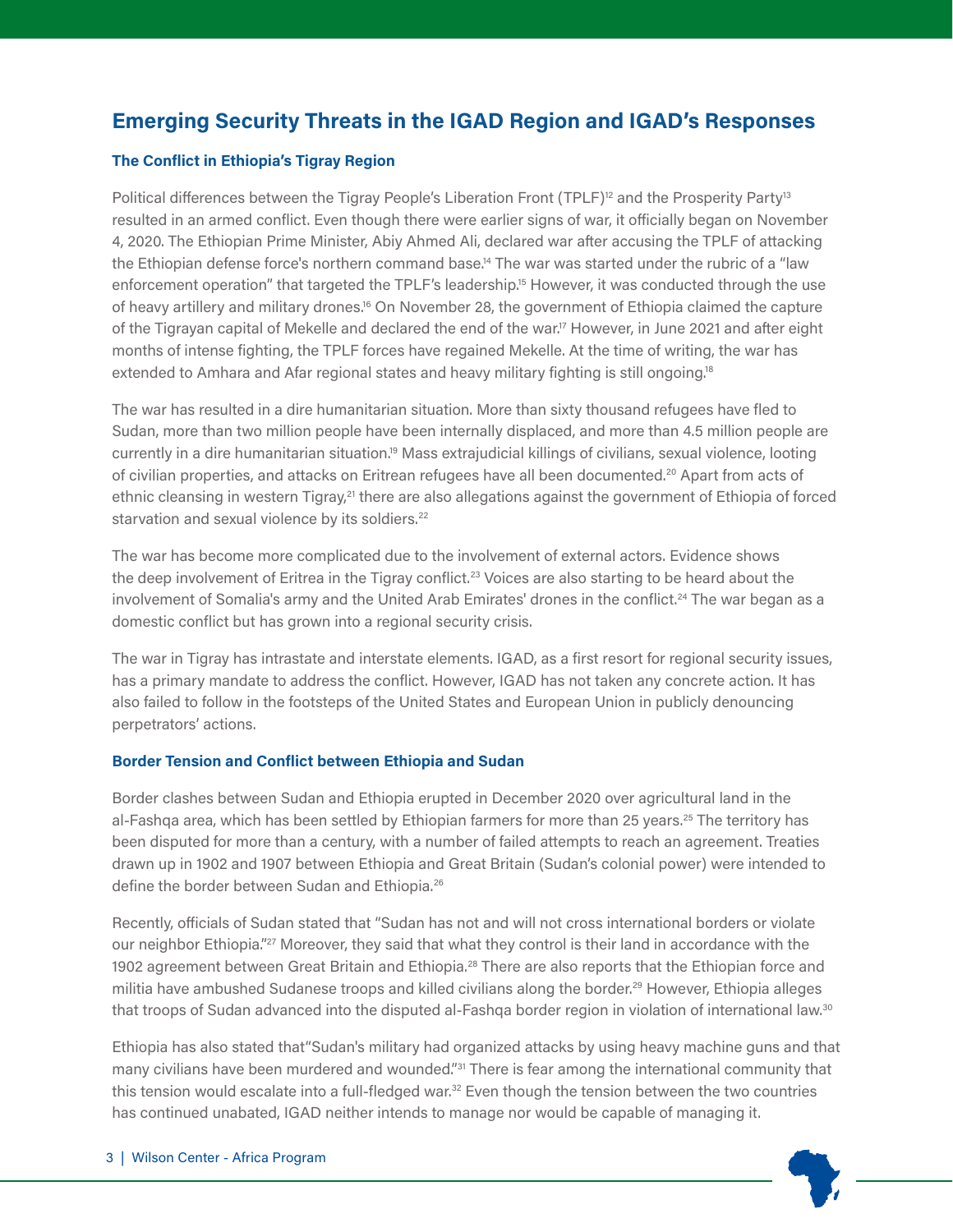## Emerging Security Threats in the IGAD Region and IGAD's Responses

### The Conflict in Ethiopia's Tigray Region

Political differences between the Tigray People's Liberation Front (TPLF)[12] and the Prosperity Party[13] resulted in an armed conflict. Even though there were earlier signs of war, it officially began on November 4, 2020. The Ethiopian Prime Minister, Abiy Ahmed Ali, declared war after accusing the TPLF of attacking the Ethiopian defense force's northern command base.[14] The war was started under the rubric of a "law enforcement operation" that targeted the TPLF's leadership.[15] However, it was conducted through the use of heavy artillery and military drones.[16] On November 28, the government of Ethiopia claimed the capture of the Tigrayan capital of Mekelle and declared the end of the war.[17] However, in June 2021 and after eight months of intense fighting, the TPLF forces have regained Mekelle. At the time of writing, the war has extended to Amhara and Afar regional states and heavy military fighting is still ongoing.[18]

The war has resulted in a dire humanitarian situation. More than sixty thousand refugees have fled to Sudan, more than two million people have been internally displaced, and more than 4.5 million people are currently in a dire humanitarian situation.[19] Mass extrajudicial killings of civilians, sexual violence, looting of civilian properties, and attacks on Eritrean refugees have all been documented.[20] Apart from acts of ethnic cleansing in western Tigray,[21] there are also allegations against the government of Ethiopia of forced starvation and sexual violence by its soldiers.[22]

The war has become more complicated due to the involvement of external actors. Evidence shows the deep involvement of Eritrea in the Tigray conflict.[23] Voices are also starting to be heard about the involvement of Somalia's army and the United Arab Emirates' drones in the conflict.[24] The war began as a domestic conflict but has grown into a regional security crisis.

The war in Tigray has intrastate and interstate elements. IGAD, as a first resort for regional security issues, has a primary mandate to address the conflict. However, IGAD has not taken any concrete action. It has also failed to follow in the footsteps of the United States and European Union in publicly denouncing perpetrators' actions.

### Border Tension and Conflict between Ethiopia and Sudan

Border clashes between Sudan and Ethiopia erupted in December 2020 over agricultural land in the al-Fashqa area, which has been settled by Ethiopian farmers for more than 25 years.[25] The territory has been disputed for more than a century, with a number of failed attempts to reach an agreement. Treaties drawn up in 1902 and 1907 between Ethiopia and Great Britain (Sudan's colonial power) were intended to define the border between Sudan and Ethiopia.[26]

Recently, officials of Sudan stated that "Sudan has not and will not cross international borders or violate our neighbor Ethiopia."[27] Moreover, they said that what they control is their land in accordance with the 1902 agreement between Great Britain and Ethiopia.[28] There are also reports that the Ethiopian force and militia have ambushed Sudanese troops and killed civilians along the border.[29] However, Ethiopia alleges that troops of Sudan advanced into the disputed al-Fashqa border region in violation of international law.[30]

Ethiopia has also stated that "Sudan's military had organized attacks by using heavy machine guns and that many civilians have been murdered and wounded."[31] There is fear among the international community that this tension would escalate into a full-fledged war.[32] Even though the tension between the two countries has continued unabated, IGAD neither intends to manage nor would be capable of managing it.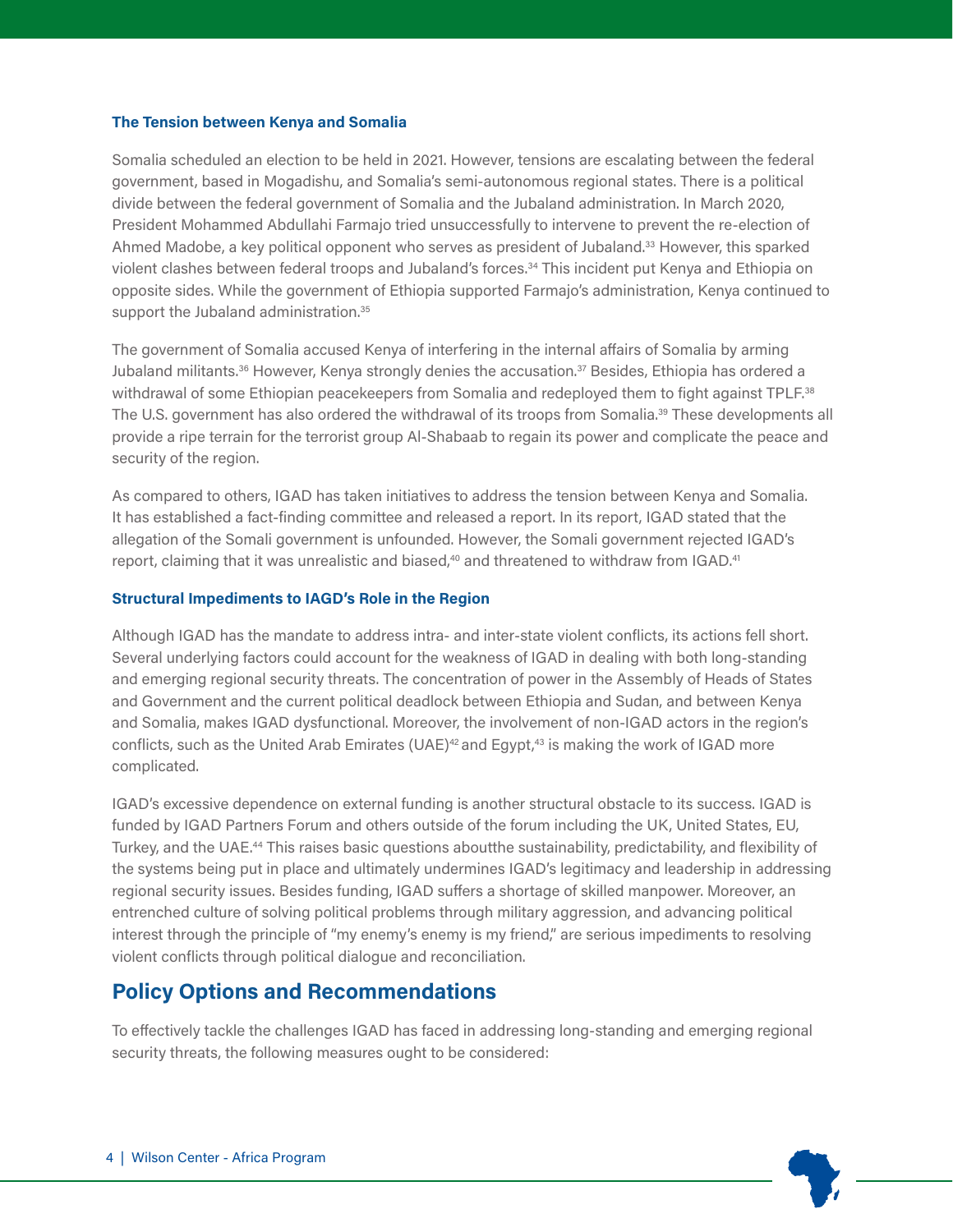### The Tension between Kenya and Somalia

Somalia scheduled an election to be held in 2021. However, tensions are escalating between the federal government, based in Mogadishu, and Somalia's semi-autonomous regional states. There is a political divide between the federal government of Somalia and the Jubaland administration. In March 2020, President Mohammed Abdullahi Farmajo tried unsuccessfully to intervene to prevent the re-election of Ahmed Madobe, a key political opponent who serves as president of Jubaland.[33] However, this sparked violent clashes between federal troops and Jubaland's forces.[34] This incident put Kenya and Ethiopia on opposite sides. While the government of Ethiopia supported Farmajo's administration, Kenya continued to support the Jubaland administration.[35]

The government of Somalia accused Kenya of interfering in the internal affairs of Somalia by arming Jubaland militants.[36] However, Kenya strongly denies the accusation.[37] Besides, Ethiopia has ordered a withdrawal of some Ethiopian peacekeepers from Somalia and redeployed them to fight against TPLF.[38] The U.S. government has also ordered the withdrawal of its troops from Somalia.[39] These developments all provide a ripe terrain for the terrorist group Al-Shabaab to regain its power and complicate the peace and security of the region.

As compared to others, IGAD has taken initiatives to address the tension between Kenya and Somalia. It has established a fact-finding committee and released a report. In its report, IGAD stated that the allegation of the Somali government is unfounded. However, the Somali government rejected IGAD's report, claiming that it was unrealistic and biased,[40] and threatened to withdraw from IGAD.[41]

### Structural Impediments to IAGD's Role in the Region

Although IGAD has the mandate to address intra- and inter-state violent conflicts, its actions fell short. Several underlying factors could account for the weakness of IGAD in dealing with both long-standing and emerging regional security threats. The concentration of power in the Assembly of Heads of States and Government and the current political deadlock between Ethiopia and Sudan, and between Kenya and Somalia, makes IGAD dysfunctional. Moreover, the involvement of non-IGAD actors in the region's conflicts, such as the United Arab Emirates (UAE)[42] and Egypt,[43] is making the work of IGAD more complicated.

IGAD's excessive dependence on external funding is another structural obstacle to its success. IGAD is funded by IGAD Partners Forum and others outside of the forum including the UK, United States, EU, Turkey, and the UAE.[44] This raises basic questions aboutthe sustainability, predictability, and flexibility of the systems being put in place and ultimately undermines IGAD's legitimacy and leadership in addressing regional security issues. Besides funding, IGAD suffers a shortage of skilled manpower. Moreover, an entrenched culture of solving political problems through military aggression, and advancing political interest through the principle of "my enemy's enemy is my friend," are serious impediments to resolving violent conflicts through political dialogue and reconciliation.

## Policy Options and Recommendations

To effectively tackle the challenges IGAD has faced in addressing long-standing and emerging regional security threats, the following measures ought to be considered: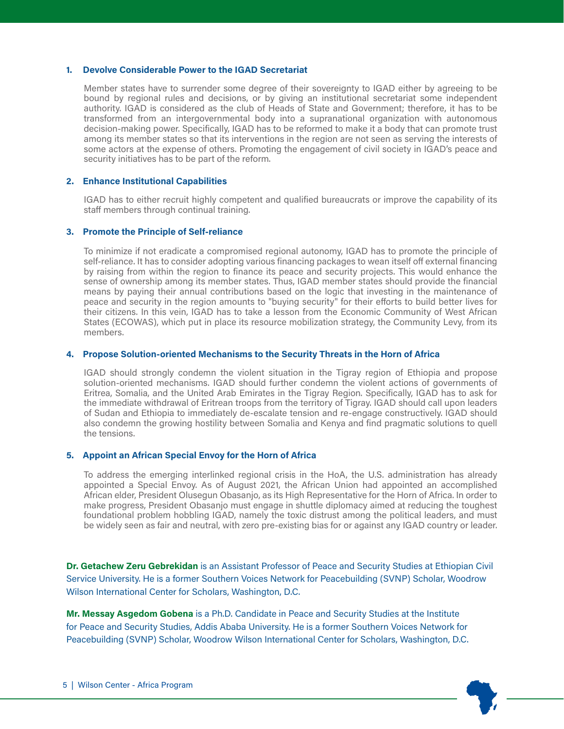1. **Devolve Considerable Power to the IGAD Secretariat**

   Member states have to surrender some degree of their sovereignty to IGAD either by agreeing to be bound by regional rules and decisions, or by giving an institutional secretariat some independent authority. IGAD is considered as the club of Heads of State and Government; therefore, it has to be transformed from an intergovernmental body into a supranational organization with autonomous decision-making power. Specifically, IGAD has to be reformed to make it a body that can promote trust among its member states so that its interventions in the region are not seen as serving the interests of some actors at the expense of others. Promoting the engagement of civil society in IGAD's peace and security initiatives has to be part of the reform.

2. **Enhance Institutional Capabilities**

   IGAD has to either recruit highly competent and qualified bureaucrats or improve the capability of its staff members through continual training.

3. **Promote the Principle of Self-reliance**

   To minimize if not eradicate a compromised regional autonomy, IGAD has to promote the principle of self-reliance. It has to consider adopting various financing packages to wean itself off external financing by raising from within the region to finance its peace and security projects. This would enhance the sense of ownership among its member states. Thus, IGAD member states should provide the financial means by paying their annual contributions based on the logic that investing in the maintenance of peace and security in the region amounts to "buying security" for their efforts to build better lives for their citizens. In this vein, IGAD has to take a lesson from the Economic Community of West African States (ECOWAS), which put in place its resource mobilization strategy, the Community Levy, from its members.

4. **Propose Solution-oriented Mechanisms to the Security Threats in the Horn of Africa**

   IGAD should strongly condemn the violent situation in the Tigray region of Ethiopia and propose solution-oriented mechanisms. IGAD should further condemn the violent actions of governments of Eritrea, Somalia, and the United Arab Emirates in the Tigray Region. Specifically, IGAD has to ask for the immediate withdrawal of Eritrean troops from the territory of Tigray. IGAD should call upon leaders of Sudan and Ethiopia to immediately de-escalate tension and re-engage constructively. IGAD should also condemn the growing hostility between Somalia and Kenya and find pragmatic solutions to quell the tensions.

5. **Appoint an African Special Envoy for the Horn of Africa**

   To address the emerging interlinked regional crisis in the HoA, the U.S. administration has already appointed a Special Envoy. As of August 2021, the African Union had appointed an accomplished African elder, President Olusegun Obasanjo, as its High Representative for the Horn of Africa. In order to make progress, President Obasanjo must engage in shuttle diplomacy aimed at reducing the toughest foundational problem hobbling IGAD, namely the toxic distrust among the political leaders, and must be widely seen as fair and neutral, with zero pre-existing bias for or against any IGAD country or leader.

**Dr. Getachew Zeru Gebrekidan** is an Assistant Professor of Peace and Security Studies at Ethiopian Civil Service University. He is a former Southern Voices Network for Peacebuilding (SVNP) Scholar, Woodrow Wilson International Center for Scholars, Washington, D.C.

**Mr. Messay Asgedom Gobena** is a Ph.D. Candidate in Peace and Security Studies at the Institute for Peace and Security Studies, Addis Ababa University. He is a former Southern Voices Network for Peacebuilding (SVNP) Scholar, Woodrow Wilson International Center for Scholars, Washington, D.C.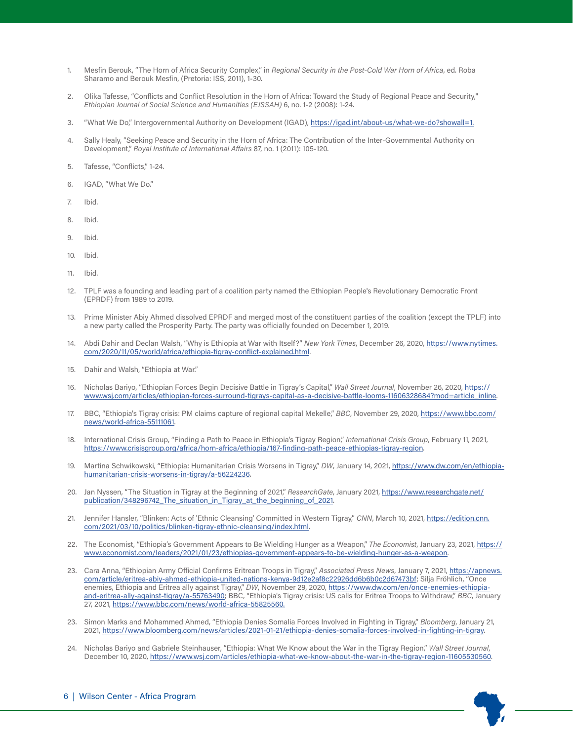1. Mesfin Berouk, "The Horn of Africa Security Complex," in *Regional Security in the Post-Cold War Horn of Africa*, ed. Roba Sharamo and Berouk Mesfin, (Pretoria: ISS, 2011), 1-30.

2. Olika Tafesse, "Conflicts and Conflict Resolution in the Horn of Africa: Toward the Study of Regional Peace and Security," *Ethiopian Journal of Social Science and Humanities (EJSSAH)* 6, no. 1-2 (2008): 1-24.

3. "What We Do," Intergovernmental Authority on Development (IGAD), https://igad.int/about-us/what-we-do?showall=1.

4. Sally Healy, "Seeking Peace and Security in the Horn of Africa: The Contribution of the Inter-Governmental Authority on Development," *Royal Institute of International Affairs* 87, no. 1 (2011): 105-120.

5. Tafesse, "Conflicts," 1-24.

6. IGAD, "What We Do."

7. Ibid.

8. Ibid.

9. Ibid.

10. Ibid.

11. Ibid.

12. TPLF was a founding and leading part of a coalition party named the Ethiopian People's Revolutionary Democratic Front (EPRDF) from 1989 to 2019.

13. Prime Minister Abiy Ahmed dissolved EPRDF and merged most of the constituent parties of the coalition (except the TPLF) into a new party called the Prosperity Party. The party was officially founded on December 1, 2019.

14. Abdi Dahir and Declan Walsh, "Why is Ethiopia at War with Itself?" *New York Times*, December 26, 2020, https://www.nytimes.com/2020/11/05/world/africa/ethiopia-tigray-conflict-explained.html.

15. Dahir and Walsh, "Ethiopia at War."

16. Nicholas Bariyo, "Ethiopian Forces Begin Decisive Battle in Tigray's Capital," *Wall Street Journal*, November 26, 2020, https://www.wsj.com/articles/ethiopian-forces-surround-tigrays-capital-as-a-decisive-battle-looms-11606328684?mod=article_inline.

17. BBC, "Ethiopia's Tigray crisis: PM claims capture of regional capital Mekelle," *BBC*, November 29, 2020, https://www.bbc.com/news/world-africa-55111061.

18. International Crisis Group, "Finding a Path to Peace in Ethiopia's Tigray Region," *International Crisis Group*, February 11, 2021, https://www.crisisgroup.org/africa/horn-africa/ethiopia/167-finding-path-peace-ethiopias-tigray-region.

19. Martina Schwikowski, "Ethiopia: Humanitarian Crisis Worsens in Tigray," *DW*, January 14, 2021, https://www.dw.com/en/ethiopia-humanitarian-crisis-worsens-in-tigray/a-56224236.

20. Jan Nyssen, "The Situation in Tigray at the Beginning of 2021," *ResearchGate*, January 2021, https://www.researchgate.net/publication/348296742_The_situation_in_Tigray_at_the_beginning_of_2021.

21. Jennifer Hansler, "Blinken: Acts of 'Ethnic Cleansing' Committed in Western Tigray," *CNN*, March 10, 2021, https://edition.cnn.com/2021/03/10/politics/blinken-tigray-ethnic-cleansing/index.html.

22. The Economist, "Ethiopia's Government Appears to Be Wielding Hunger as a Weapon," *The Economist*, January 23, 2021, https://www.economist.com/leaders/2021/01/23/ethiopias-government-appears-to-be-wielding-hunger-as-a-weapon.

23. Cara Anna, "Ethiopian Army Official Confirms Eritrean Troops in Tigray," *Associated Press News*, January 7, 2021, https://apnews.com/article/eritrea-abiy-ahmed-ethiopia-united-nations-kenya-9d12e2af8c22926dd6b6b0c2d67473bf; Silja Fröhlich, "Once enemies, Ethiopia and Eritrea ally against Tigray," *DW*, November 29, 2020, https://www.dw.com/en/once-enemies-ethiopia-and-eritrea-ally-against-tigray/a-55763490; BBC, "Ethiopia's Tigray crisis: US calls for Eritrea Troops to Withdraw," *BBC*, January 27, 2021, https://www.bbc.com/news/world-africa-55825560.

23. Simon Marks and Mohammed Ahmed, "Ethiopia Denies Somalia Forces Involved in Fighting in Tigray," *Bloomberg*, January 21, 2021, https://www.bloomberg.com/news/articles/2021-01-21/ethiopia-denies-somalia-forces-involved-in-fighting-in-tigray.

24. Nicholas Bariyo and Gabriele Steinhauser, "Ethiopia: What We Know about the War in the Tigray Region," *Wall Street Journal*, December 10, 2020, https://www.wsj.com/articles/ethiopia-what-we-know-about-the-war-in-the-tigray-region-11605530560.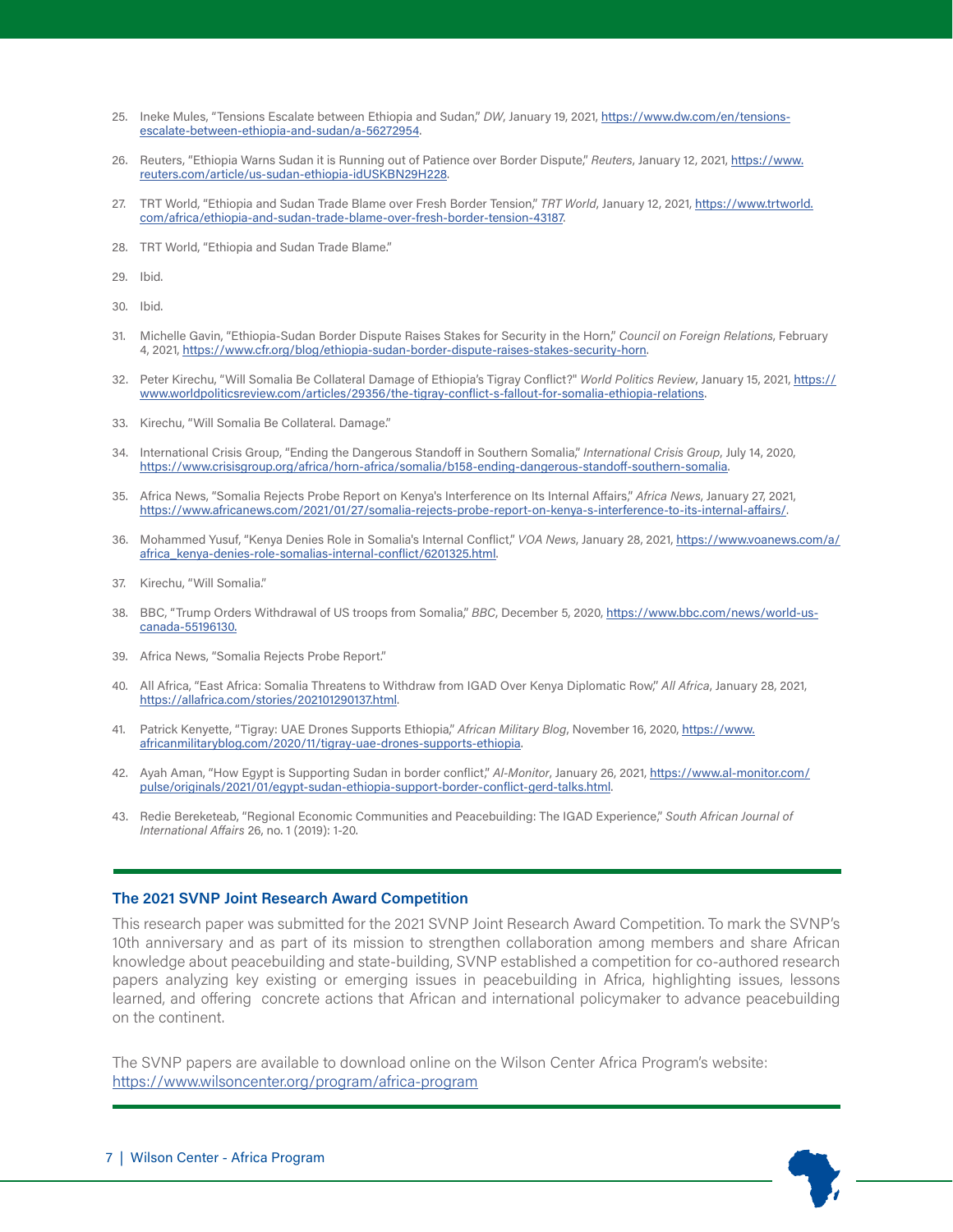25. Ineke Mules, "Tensions Escalate between Ethiopia and Sudan," *DW*, January 19, 2021, https://www.dw.com/en/tensions-escalate-between-ethiopia-and-sudan/a-56272954.

26. Reuters, "Ethiopia Warns Sudan it is Running out of Patience over Border Dispute," *Reuters*, January 12, 2021, https://www.reuters.com/article/us-sudan-ethiopia-idUSKBN29H228.

27. TRT World, "Ethiopia and Sudan Trade Blame over Fresh Border Tension," *TRT World*, January 12, 2021, https://www.trtworld.com/africa/ethiopia-and-sudan-trade-blame-over-fresh-border-tension-43187.

28. TRT World, "Ethiopia and Sudan Trade Blame."

29. Ibid.

30. Ibid.

31. Michelle Gavin, "Ethiopia-Sudan Border Dispute Raises Stakes for Security in the Horn," *Council on Foreign Relations*, February 4, 2021, https://www.cfr.org/blog/ethiopia-sudan-border-dispute-raises-stakes-security-horn.

32. Peter Kirechu, "Will Somalia Be Collateral Damage of Ethiopia's Tigray Conflict?" *World Politics Review*, January 15, 2021, https://www.worldpoliticsreview.com/articles/29356/the-tigray-conflict-s-fallout-for-somalia-ethiopia-relations.

33. Kirechu, "Will Somalia Be Collateral. Damage."

34. International Crisis Group, "Ending the Dangerous Standoff in Southern Somalia," *International Crisis Group*, July 14, 2020, https://www.crisisgroup.org/africa/horn-africa/somalia/b158-ending-dangerous-standoff-southern-somalia.

35. Africa News, "Somalia Rejects Probe Report on Kenya's Interference on Its Internal Affairs," *Africa News*, January 27, 2021, https://www.africanews.com/2021/01/27/somalia-rejects-probe-report-on-kenya-s-interference-to-its-internal-affairs/.

36. Mohammed Yusuf, "Kenya Denies Role in Somalia's Internal Conflict," *VOA News*, January 28, 2021, https://www.voanews.com/a/africa_kenya-denies-role-somalias-internal-conflict/6201325.html.

37. Kirechu, "Will Somalia."

38. BBC, "Trump Orders Withdrawal of US troops from Somalia," *BBC*, December 5, 2020, https://www.bbc.com/news/world-us-canada-55196130.

39. Africa News, "Somalia Rejects Probe Report."

40. All Africa, "East Africa: Somalia Threatens to Withdraw from IGAD Over Kenya Diplomatic Row," *All Africa*, January 28, 2021, https://allafrica.com/stories/202101290137.html.

41. Patrick Kenyette, "Tigray: UAE Drones Supports Ethiopia," *African Military Blog*, November 16, 2020, https://www.africanmilitaryblog.com/2020/11/tigray-uae-drones-supports-ethiopia.

42. Ayah Aman, "How Egypt is Supporting Sudan in border conflict," *Al-Monitor*, January 26, 2021, https://www.al-monitor.com/pulse/originals/2021/01/egypt-sudan-ethiopia-support-border-conflict-gerd-talks.html.

43. Redie Bereketeab, "Regional Economic Communities and Peacebuilding: The IGAD Experience," *South African Journal of International Affairs* 26, no. 1 (2019): 1-20.

### The 2021 SVNP Joint Research Award Competition

This research paper was submitted for the 2021 SVNP Joint Research Award Competition. To mark the SVNP's 10th anniversary and as part of its mission to strengthen collaboration among members and share African knowledge about peacebuilding and state-building, SVNP established a competition for co-authored research papers analyzing key existing or emerging issues in peacebuilding in Africa, highlighting issues, lessons learned, and offering concrete actions that African and international policymaker to advance peacebuilding on the continent.

The SVNP papers are available to download online on the Wilson Center Africa Program's website: https://www.wilsoncenter.org/program/africa-program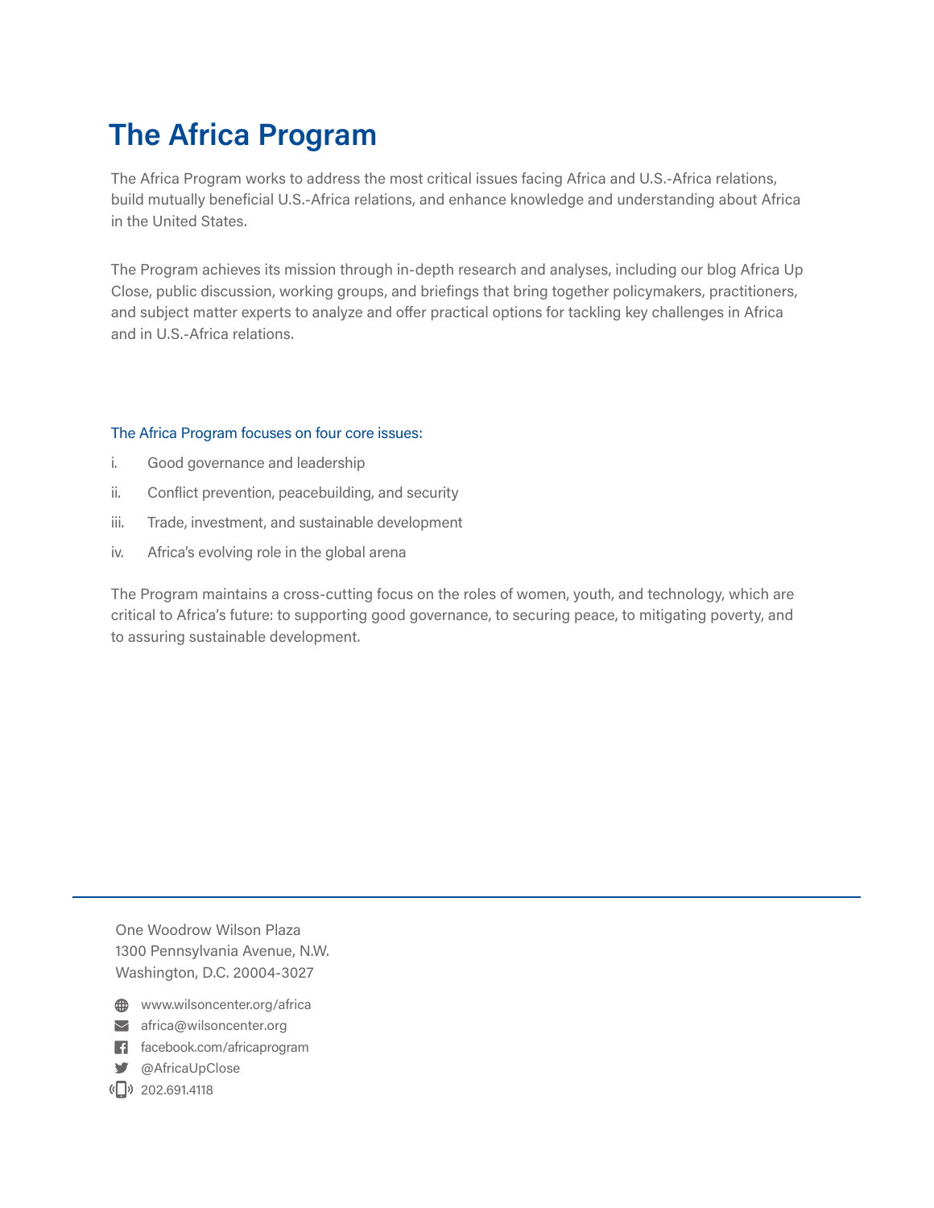# The Africa Program

The Africa Program works to address the most critical issues facing Africa and U.S.-Africa relations, build mutually beneficial U.S.-Africa relations, and enhance knowledge and understanding about Africa in the United States.

The Program achieves its mission through in-depth research and analyses, including our blog Africa Up Close, public discussion, working groups, and briefings that bring together policymakers, practitioners, and subject matter experts to analyze and offer practical options for tackling key challenges in Africa and in U.S.-Africa relations.

The Africa Program focuses on four core issues:

i. Good governance and leadership
ii. Conflict prevention, peacebuilding, and security
iii. Trade, investment, and sustainable development
iv. Africa's evolving role in the global arena

The Program maintains a cross-cutting focus on the roles of women, youth, and technology, which are critical to Africa's future: to supporting good governance, to securing peace, to mitigating poverty, and to assuring sustainable development.

---

One Woodrow Wilson Plaza
1300 Pennsylvania Avenue, N.W.
Washington, D.C. 20004-3027

- www.wilsoncenter.org/africa
- africa@wilsoncenter.org
- facebook.com/africaprogram
- @AfricaUpClose
- 202.691.4118